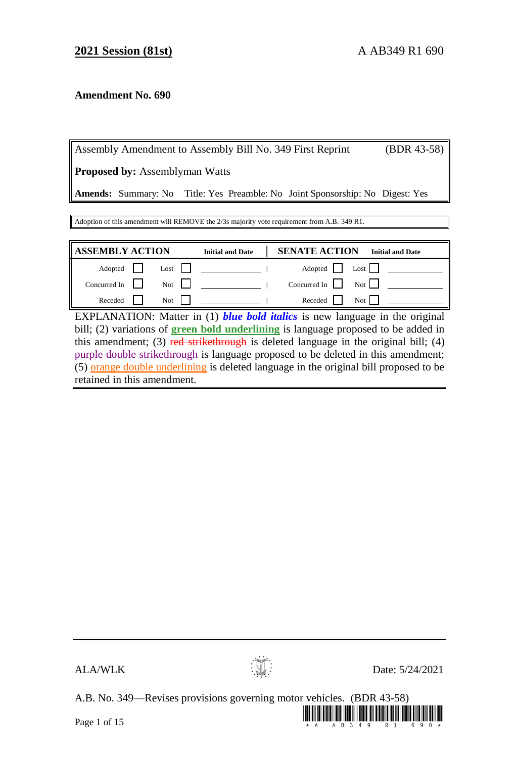**2021 Session (81st)** A AB349 R1 690

**Amendment No. 690**

| Assembly Amendment to Assembly Bill No. 349 First Reprint (BDR 43-58) |
|---|
| **Proposed by:** Assemblyman Watts |
| **Amends:** Summary: No Title: Yes Preamble: No Joint Sponsorship: No Digest: Yes |

Adoption of this amendment will REMOVE the 2/3s majority vote requirement from A.B. 349 R1.

| **ASSEMBLY ACTION** | | | | **Initial and Date** | **SENATE ACTION** | | | | **Initial and Date** |
|---|---|---|---|---|---|---|---|---|---|
| Adopted | ☐ | Lost | ☐ | | Adopted | ☐ | Lost | ☐ | |
| Concurred In | ☐ | Not | ☐ | | Concurred In | ☐ | Not | ☐ | |
| Receded | ☐ | Not | ☐ | | Receded | ☐ | Not | ☐ | |

EXPLANATION: Matter in (1) ***blue bold italics*** is new language in the original bill; (2) variations of **green bold underlining** is language proposed to be added in this amendment; (3) ~~red strikethrough~~ is deleted language in the original bill; (4) ~~purple double strikethrough~~ is language proposed to be deleted in this amendment; (5) orange double underlining is deleted language in the original bill proposed to be retained in this amendment.

ALA/WLK Date: 5/24/2021

A.B. No. 349—Revises provisions governing motor vehicles. (BDR 43-58)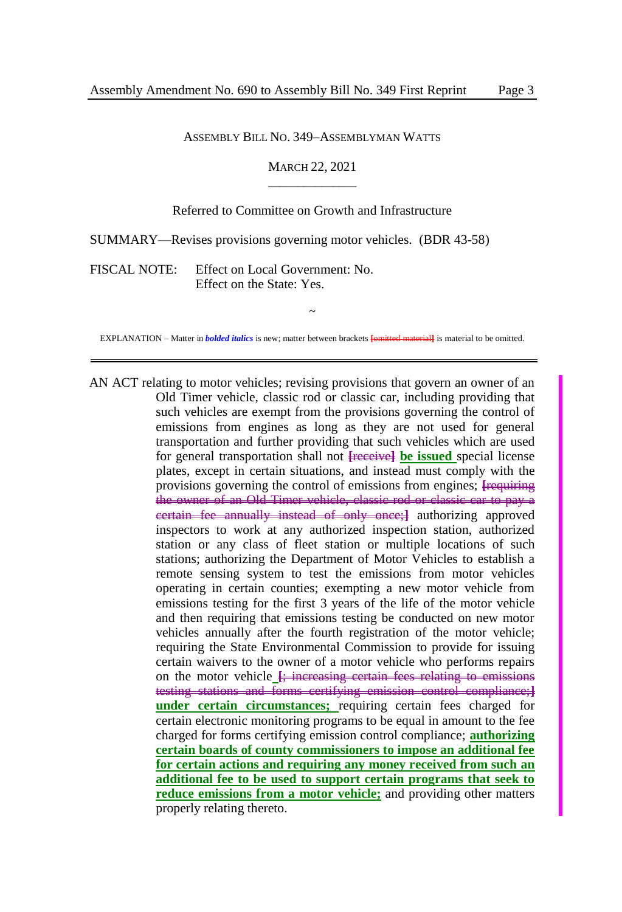ASSEMBLY BILL NO. 349–ASSEMBLYMAN WATTS

MARCH 22, 2021

————————

Referred to Committee on Growth and Infrastructure

SUMMARY—Revises provisions governing motor vehicles. (BDR 43-58)

FISCAL NOTE: Effect on Local Government: No.
Effect on the State: Yes.

~

EXPLANATION – Matter in ***bolded italics*** is new; matter between brackets ~~[omitted material]~~ is material to be omitted.

---

AN ACT relating to motor vehicles; revising provisions that govern an owner of an Old Timer vehicle, classic rod or classic car, including providing that such vehicles are exempt from the provisions governing the control of emissions from engines as long as they are not used for general transportation and further providing that such vehicles which are used for general transportation shall not ~~[receive]~~ **be issued** special license plates, except in certain situations, and instead must comply with the provisions governing the control of emissions from engines; ~~[requiring the owner of an Old Timer vehicle, classic rod or classic car to pay a certain fee annually instead of only once;]~~ authorizing approved inspectors to work at any authorized inspection station, authorized station or any class of fleet station or multiple locations of such stations; authorizing the Department of Motor Vehicles to establish a remote sensing system to test the emissions from motor vehicles operating in certain counties; exempting a new motor vehicle from emissions testing for the first 3 years of the life of the motor vehicle and then requiring that emissions testing be conducted on new motor vehicles annually after the fourth registration of the motor vehicle; requiring the State Environmental Commission to provide for issuing certain waivers to the owner of a motor vehicle who performs repairs on the motor vehicle ~~[; increasing certain fees relating to emissions testing stations and forms certifying emission control compliance;]~~ **under certain circumstances;** requiring certain fees charged for certain electronic monitoring programs to be equal in amount to the fee charged for forms certifying emission control compliance; **authorizing certain boards of county commissioners to impose an additional fee for certain actions and requiring any money received from such an additional fee to be used to support certain programs that seek to reduce emissions from a motor vehicle;** and providing other matters properly relating thereto.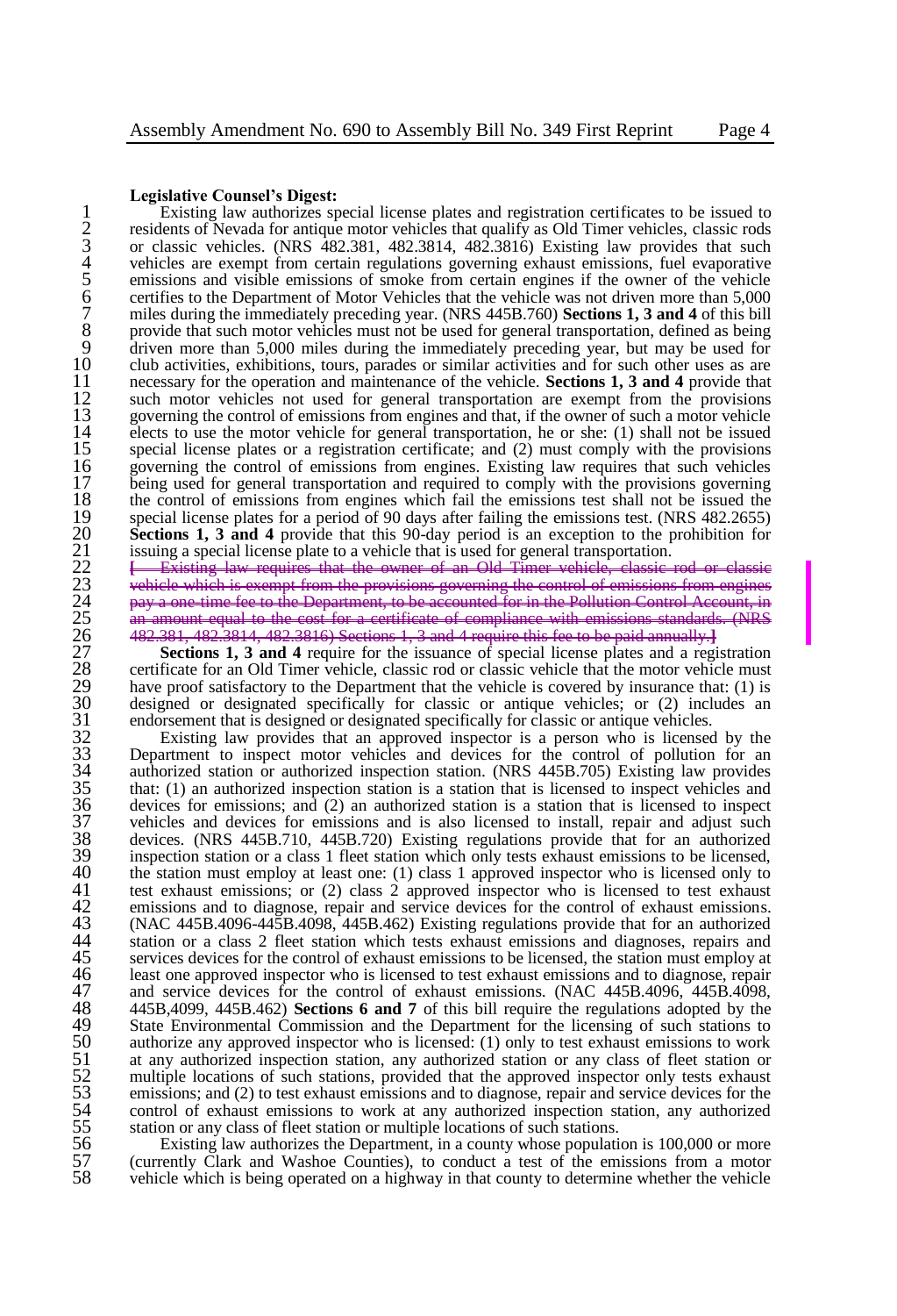**Legislative Counsel's Digest:**

Existing law authorizes special license plates and registration certificates to be issued to residents of Nevada for antique motor vehicles that qualify as Old Timer vehicles, classic rods or classic vehicles. (NRS 482.381, 482.3814, 482.3816) Existing law provides that such vehicles are exempt from certain regulations governing exhaust emissions, fuel evaporative emissions and visible emissions of smoke from certain engines if the owner of the vehicle certifies to the Department of Motor Vehicles that the vehicle was not driven more than 5,000 miles during the immediately preceding year. (NRS 445B.760) **Sections 1, 3 and 4** of this bill provide that such motor vehicles must not be used for general transportation, defined as being driven more than 5,000 miles during the immediately preceding year, but may be used for club activities, exhibitions, tours, parades or similar activities and for such other uses as are necessary for the operation and maintenance of the vehicle. **Sections 1, 3 and 4** provide that such motor vehicles not used for general transportation are exempt from the provisions governing the control of emissions from engines and that, if the owner of such a motor vehicle elects to use the motor vehicle for general transportation, he or she: (1) shall not be issued special license plates or a registration certificate; and (2) must comply with the provisions governing the control of emissions from engines. Existing law requires that such vehicles being used for general transportation and required to comply with the provisions governing the control of emissions from engines which fail the emissions test shall not be issued the special license plates for a period of 90 days after failing the emissions test. (NRS 482.2655) **Sections 1, 3 and 4** provide that this 90-day period is an exception to the prohibition for issuing a special license plate to a vehicle that is used for general transportation.

~~[ Existing law requires that the owner of an Old Timer vehicle, classic rod or classic vehicle which is exempt from the provisions governing the control of emissions from engines pay a one-time fee to the Department, to be accounted for in the Pollution Control Account, in an amount equal to the cost for a certificate of compliance with emissions standards. (NRS 482.381, 482.3814, 482.3816) Sections 1, 3 and 4 require this fee to be paid annually.]~~

**Sections 1, 3 and 4** require for the issuance of special license plates and a registration certificate for an Old Timer vehicle, classic rod or classic vehicle that the motor vehicle must have proof satisfactory to the Department that the vehicle is covered by insurance that: (1) is designed or designated specifically for classic or antique vehicles; or (2) includes an endorsement that is designed or designated specifically for classic or antique vehicles.

Existing law provides that an approved inspector is a person who is licensed by the Department to inspect motor vehicles and devices for the control of pollution for an authorized station or authorized inspection station. (NRS 445B.705) Existing law provides that: (1) an authorized inspection station is a station that is licensed to inspect vehicles and devices for emissions; and (2) an authorized station is a station that is licensed to inspect vehicles and devices for emissions and is also licensed to install, repair and adjust such devices. (NRS 445B.710, 445B.720) Existing regulations provide that for an authorized inspection station or a class 1 fleet station which only tests exhaust emissions to be licensed, the station must employ at least one: (1) class 1 approved inspector who is licensed only to test exhaust emissions; or (2) class 2 approved inspector who is licensed to test exhaust emissions and to diagnose, repair and service devices for the control of exhaust emissions. (NAC 445B.4096-445B.4098, 445B.462) Existing regulations provide that for an authorized station or a class 2 fleet station which tests exhaust emissions and diagnoses, repairs and services devices for the control of exhaust emissions to be licensed, the station must employ at least one approved inspector who is licensed to test exhaust emissions and to diagnose, repair and service devices for the control of exhaust emissions. (NAC 445B.4096, 445B.4098, 445B,4099, 445B.462) **Sections 6 and 7** of this bill require the regulations adopted by the State Environmental Commission and the Department for the licensing of such stations to authorize any approved inspector who is licensed: (1) only to test exhaust emissions to work at any authorized inspection station, any authorized station or any class of fleet station or multiple locations of such stations, provided that the approved inspector only tests exhaust emissions; and (2) to test exhaust emissions and to diagnose, repair and service devices for the control of exhaust emissions to work at any authorized inspection station, any authorized station or any class of fleet station or multiple locations of such stations.

Existing law authorizes the Department, in a county whose population is 100,000 or more (currently Clark and Washoe Counties), to conduct a test of the emissions from a motor vehicle which is being operated on a highway in that county to determine whether the vehicle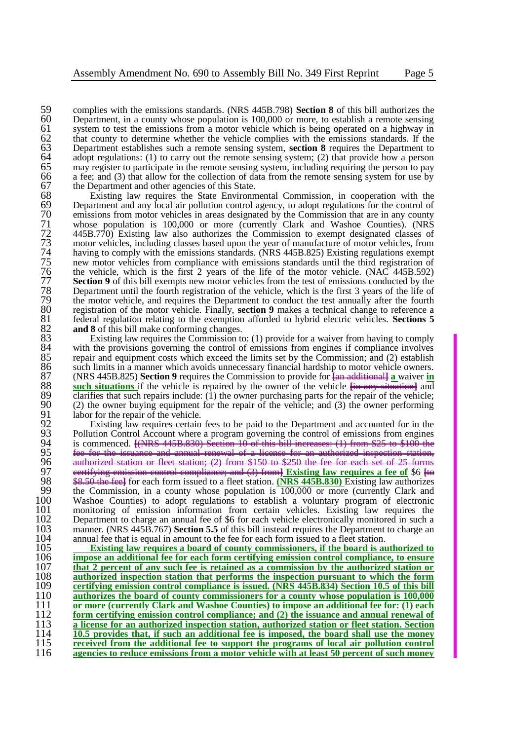complies with the emissions standards. (NRS 445B.798) **Section 8** of this bill authorizes the Department, in a county whose population is 100,000 or more, to establish a remote sensing system to test the emissions from a motor vehicle which is being operated on a highway in that county to determine whether the vehicle complies with the emissions standards. If the Department establishes such a remote sensing system, **section 8** requires the Department to adopt regulations: (1) to carry out the remote sensing system; (2) that provide how a person may register to participate in the remote sensing system, including requiring the person to pay a fee; and (3) that allow for the collection of data from the remote sensing system for use by the Department and other agencies of this State.

Existing law requires the State Environmental Commission, in cooperation with the Department and any local air pollution control agency, to adopt regulations for the control of emissions from motor vehicles in areas designated by the Commission that are in any county whose population is 100,000 or more (currently Clark and Washoe Counties). (NRS 445B.770) Existing law also authorizes the Commission to exempt designated classes of motor vehicles, including classes based upon the year of manufacture of motor vehicles, from having to comply with the emissions standards. (NRS 445B.825) Existing regulations exempt new motor vehicles from compliance with emissions standards until the third registration of the vehicle, which is the first 2 years of the life of the motor vehicle. (NAC 445B.592) **Section 9** of this bill exempts new motor vehicles from the test of emissions conducted by the Department until the fourth registration of the vehicle, which is the first 3 years of the life of the motor vehicle, and requires the Department to conduct the test annually after the fourth registration of the motor vehicle. Finally, **section 9** makes a technical change to reference a federal regulation relating to the exemption afforded to hybrid electric vehicles. **Sections 5 and 8** of this bill make conforming changes.

Existing law requires the Commission to: (1) provide for a waiver from having to comply with the provisions governing the control of emissions from engines if compliance involves repair and equipment costs which exceed the limits set by the Commission; and (2) establish such limits in a manner which avoids unnecessary financial hardship to motor vehicle owners. (NRS 445B.825) **Section 9** requires the Commission to provide for ~~[an additional]~~ **a** waiver **in such situations** if the vehicle is repaired by the owner of the vehicle ~~[in any situation]~~ and clarifies that such repairs include: (1) the owner purchasing parts for the repair of the vehicle; (2) the owner buying equipment for the repair of the vehicle; and (3) the owner performing labor for the repair of the vehicle.

Existing law requires certain fees to be paid to the Department and accounted for in the Pollution Control Account where a program governing the control of emissions from engines is commenced. ~~[(NRS 445B.830) Section 10 of this bill increases: (1) from $25 to $100 the fee for the issuance and annual renewal of a license for an authorized inspection station, authorized station or fleet station; (2) from $150 to $250 the fee for each set of 25 forms certifying emission control compliance; and (3) from]~~ **Existing law requires a fee of** $6 ~~[to $8.50 the fee]~~ for each form issued to a fleet station. **(NRS 445B.830)** Existing law authorizes the Commission, in a county whose population is 100,000 or more (currently Clark and Washoe Counties) to adopt regulations to establish a voluntary program of electronic monitoring of emission information from certain vehicles. Existing law requires the Department to charge an annual fee of $6 for each vehicle electronically monitored in such a manner. (NRS 445B.767) **Section 5.5** of this bill instead requires the Department to charge an annual fee that is equal in amount to the fee for each form issued to a fleet station.

**Existing law requires a board of county commissioners, if the board is authorized to impose an additional fee for each form certifying emission control compliance, to ensure that 2 percent of any such fee is retained as a commission by the authorized station or authorized inspection station that performs the inspection pursuant to which the form certifying emission control compliance is issued. (NRS 445B.834) Section 10.5 of this bill authorizes the board of county commissioners for a county whose population is 100,000 or more (currently Clark and Washoe Counties) to impose an additional fee for: (1) each form certifying emission control compliance; and (2) the issuance and annual renewal of a license for an authorized inspection station, authorized station or fleet station. Section 10.5 provides that, if such an additional fee is imposed, the board shall use the money received from the additional fee to support the programs of local air pollution control agencies to reduce emissions from a motor vehicle with at least 50 percent of such money**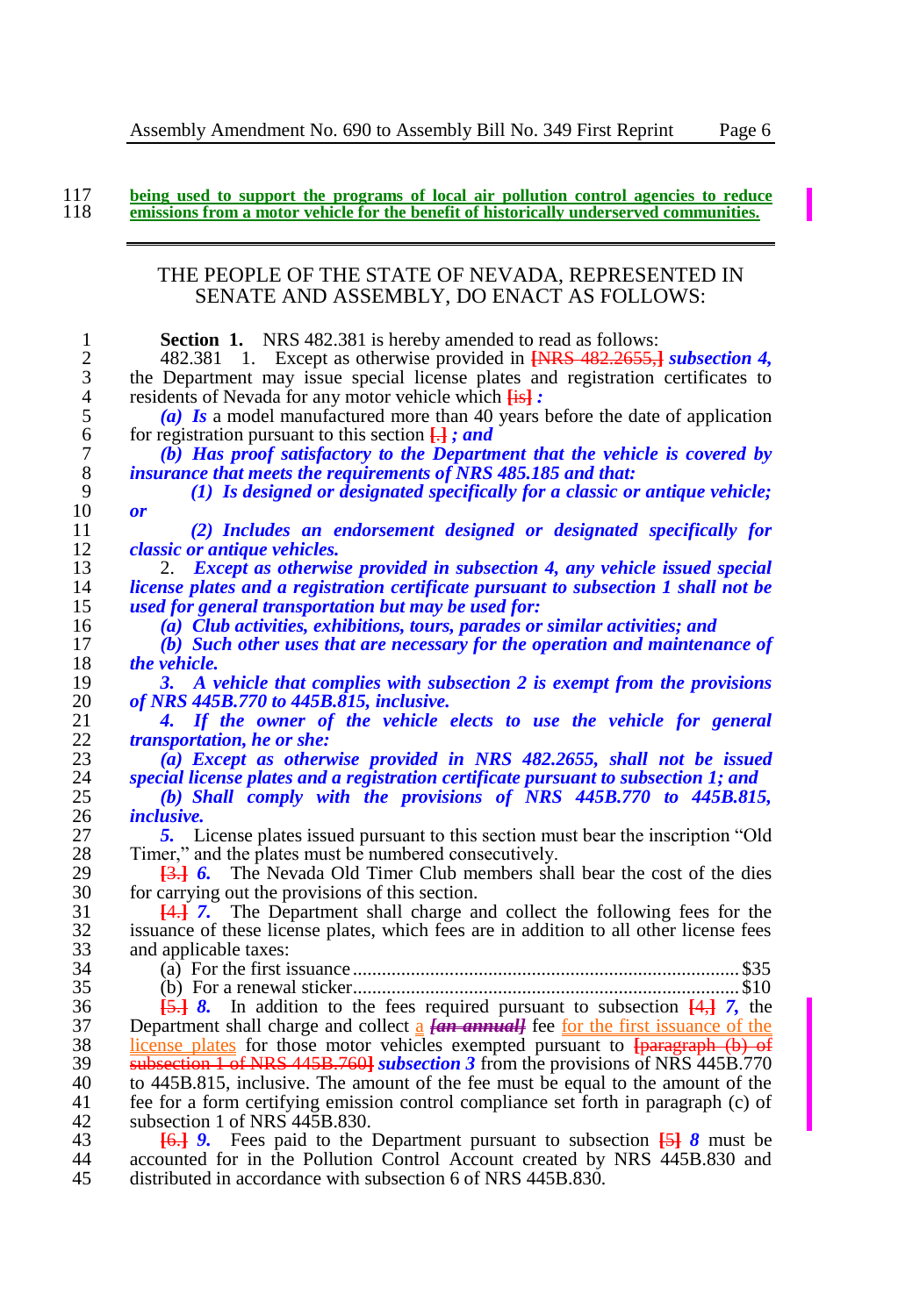**being used to support the programs of local air pollution control agencies to reduce emissions from a motor vehicle for the benefit of historically underserved communities.**

---

THE PEOPLE OF THE STATE OF NEVADA, REPRESENTED IN SENATE AND ASSEMBLY, DO ENACT AS FOLLOWS:

**Section 1.** NRS 482.381 is hereby amended to read as follows:

482.381 1. Except as otherwise provided in [NRS 482.2655,] ***subsection 4,*** the Department may issue special license plates and registration certificates to residents of Nevada for any motor vehicle which [is] ***:***

***(a) Is*** a model manufactured more than 40 years before the date of application for registration pursuant to this section [.] ***; and***

***(b) Has proof satisfactory to the Department that the vehicle is covered by insurance that meets the requirements of NRS 485.185 and that:***

***(1) Is designed or designated specifically for a classic or antique vehicle; or***

***(2) Includes an endorsement designed or designated specifically for classic or antique vehicles.***

2. ***Except as otherwise provided in subsection 4, any vehicle issued special license plates and a registration certificate pursuant to subsection 1 shall not be used for general transportation but may be used for:***

***(a) Club activities, exhibitions, tours, parades or similar activities; and***

***(b) Such other uses that are necessary for the operation and maintenance of the vehicle.***

***3. A vehicle that complies with subsection 2 is exempt from the provisions of NRS 445B.770 to 445B.815, inclusive.***

***4. If the owner of the vehicle elects to use the vehicle for general transportation, he or she:***

***(a) Except as otherwise provided in NRS 482.2655, shall not be issued special license plates and a registration certificate pursuant to subsection 1; and***

***(b) Shall comply with the provisions of NRS 445B.770 to 445B.815, inclusive.***

***5.*** License plates issued pursuant to this section must bear the inscription "Old Timer," and the plates must be numbered consecutively.

[3.] ***6.*** The Nevada Old Timer Club members shall bear the cost of the dies for carrying out the provisions of this section.

[4.] ***7.*** The Department shall charge and collect the following fees for the issuance of these license plates, which fees are in addition to all other license fees and applicable taxes:

(a) For the first issuance ........................................ $35

(b) For a renewal sticker ........................................ $10

[5.] ***8.*** In addition to the fees required pursuant to subsection [4,] ***7,*** the Department shall charge and collect a ***[an annual]*** fee for the first issuance of the license plates for those motor vehicles exempted pursuant to [paragraph (b) of subsection 1 of NRS 445B.760] ***subsection 3*** from the provisions of NRS 445B.770 to 445B.815, inclusive. The amount of the fee must be equal to the amount of the fee for a form certifying emission control compliance set forth in paragraph (c) of subsection 1 of NRS 445B.830.

[6.] ***9.*** Fees paid to the Department pursuant to subsection [5] ***8*** must be accounted for in the Pollution Control Account created by NRS 445B.830 and distributed in accordance with subsection 6 of NRS 445B.830.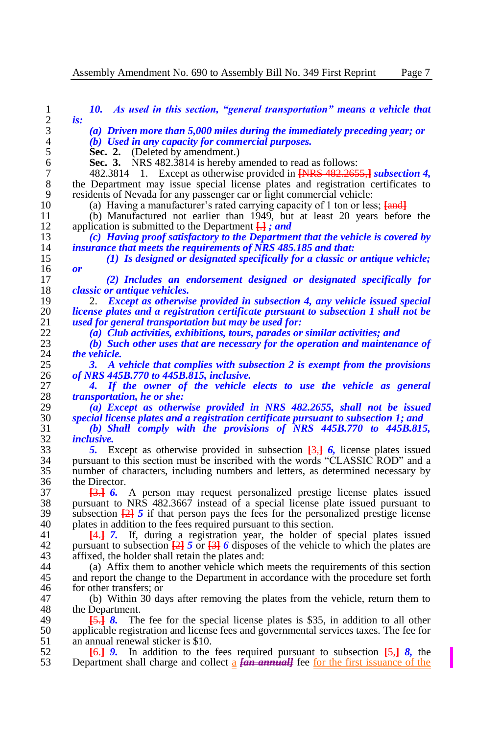*10. As used in this section, "general transportation" means a vehicle that is:*

*(a) Driven more than 5,000 miles during the immediately preceding year; or*

*(b) Used in any capacity for commercial purposes.*

**Sec. 2.** (Deleted by amendment.)

**Sec. 3.** NRS 482.3814 is hereby amended to read as follows:

482.3814 1. Except as otherwise provided in [NRS 482.2655,] ***subsection 4,*** the Department may issue special license plates and registration certificates to residents of Nevada for any passenger car or light commercial vehicle:

(a) Having a manufacturer's rated carrying capacity of 1 ton or less; [and]

(b) Manufactured not earlier than 1949, but at least 20 years before the application is submitted to the Department [.] ***; and***

***(c) Having proof satisfactory to the Department that the vehicle is covered by insurance that meets the requirements of NRS 485.185 and that:***

***(1) Is designed or designated specifically for a classic or antique vehicle; or***

***(2) Includes an endorsement designed or designated specifically for classic or antique vehicles.***

2. ***Except as otherwise provided in subsection 4, any vehicle issued special license plates and a registration certificate pursuant to subsection 1 shall not be used for general transportation but may be used for:***

***(a) Club activities, exhibitions, tours, parades or similar activities; and***

***(b) Such other uses that are necessary for the operation and maintenance of the vehicle.***

***3. A vehicle that complies with subsection 2 is exempt from the provisions of NRS 445B.770 to 445B.815, inclusive.***

***4. If the owner of the vehicle elects to use the vehicle as general transportation, he or she:***

***(a) Except as otherwise provided in NRS 482.2655, shall not be issued special license plates and a registration certificate pursuant to subsection 1; and***

***(b) Shall comply with the provisions of NRS 445B.770 to 445B.815, inclusive.***

***5.*** Except as otherwise provided in subsection [3,] ***6,*** license plates issued pursuant to this section must be inscribed with the words "CLASSIC ROD" and a number of characters, including numbers and letters, as determined necessary by the Director.

[3.] ***6.*** A person may request personalized prestige license plates issued pursuant to NRS 482.3667 instead of a special license plate issued pursuant to subsection [2] ***5*** if that person pays the fees for the personalized prestige license plates in addition to the fees required pursuant to this section.

[4.] ***7.*** If, during a registration year, the holder of special plates issued pursuant to subsection [2] ***5*** or [3] ***6*** disposes of the vehicle to which the plates are affixed, the holder shall retain the plates and:

(a) Affix them to another vehicle which meets the requirements of this section and report the change to the Department in accordance with the procedure set forth for other transfers; or

(b) Within 30 days after removing the plates from the vehicle, return them to the Department.

[5.] ***8.*** The fee for the special license plates is $35, in addition to all other applicable registration and license fees and governmental services taxes. The fee for an annual renewal sticker is $10.

[6.] ***9.*** In addition to the fees required pursuant to subsection [5,] ***8,*** the Department shall charge and collect a ***[an annual]*** fee for the first issuance of the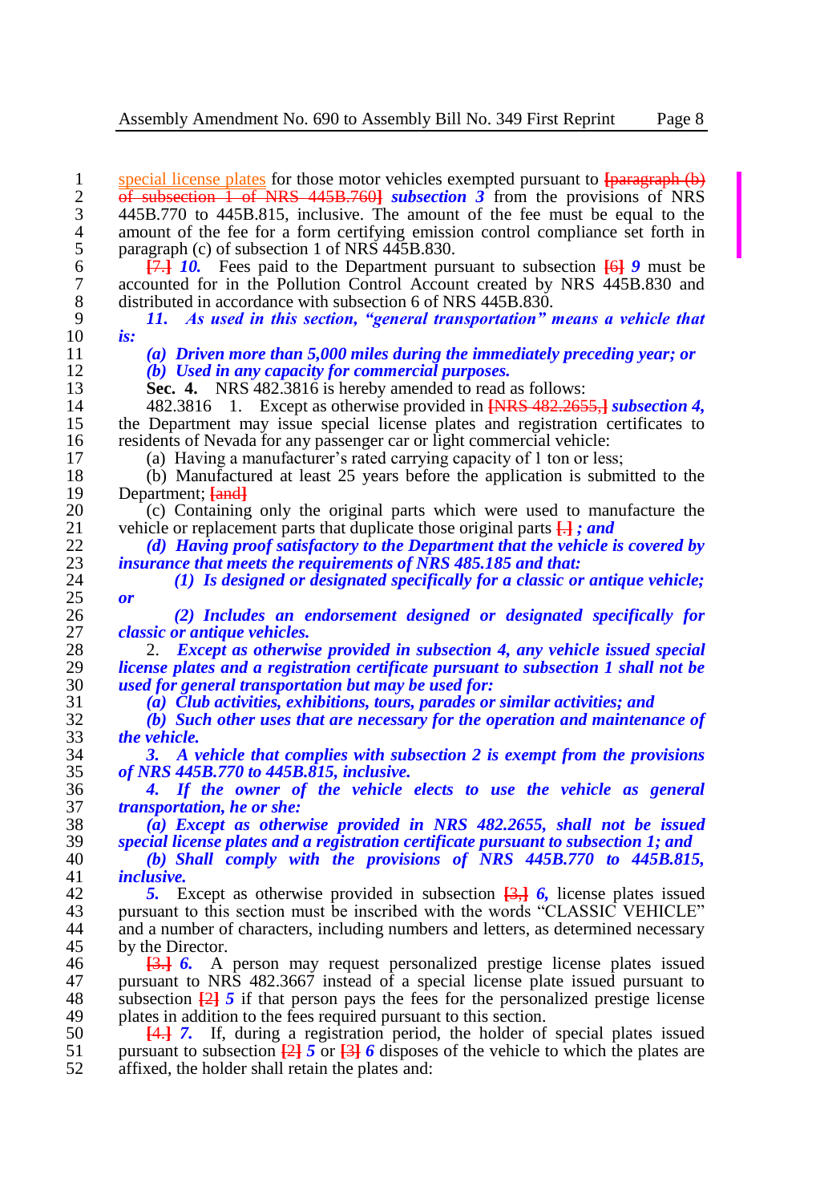special license plates for those motor vehicles exempted pursuant to [paragraph (b) of subsection 1 of NRS 445B.760] *subsection 3* from the provisions of NRS 445B.770 to 445B.815, inclusive. The amount of the fee must be equal to the amount of the fee for a form certifying emission control compliance set forth in paragraph (c) of subsection 1 of NRS 445B.830.

[7.] *10.* Fees paid to the Department pursuant to subsection [6] *9* must be accounted for in the Pollution Control Account created by NRS 445B.830 and distributed in accordance with subsection 6 of NRS 445B.830.

***11. As used in this section, "general transportation" means a vehicle that is:***

***(a) Driven more than 5,000 miles during the immediately preceding year; or***

***(b) Used in any capacity for commercial purposes.***

**Sec. 4.** NRS 482.3816 is hereby amended to read as follows:

482.3816 1. Except as otherwise provided in [NRS 482.2655,] ***subsection 4,*** the Department may issue special license plates and registration certificates to residents of Nevada for any passenger car or light commercial vehicle:

(a) Having a manufacturer's rated carrying capacity of 1 ton or less;

(b) Manufactured at least 25 years before the application is submitted to the Department; [and]

(c) Containing only the original parts which were used to manufacture the vehicle or replacement parts that duplicate those original parts [.] ***; and***

***(d) Having proof satisfactory to the Department that the vehicle is covered by insurance that meets the requirements of NRS 485.185 and that:***

***(1) Is designed or designated specifically for a classic or antique vehicle; or***

***(2) Includes an endorsement designed or designated specifically for classic or antique vehicles.***

2. ***Except as otherwise provided in subsection 4, any vehicle issued special license plates and a registration certificate pursuant to subsection 1 shall not be used for general transportation but may be used for:***

***(a) Club activities, exhibitions, tours, parades or similar activities; and***

***(b) Such other uses that are necessary for the operation and maintenance of the vehicle.***

***3. A vehicle that complies with subsection 2 is exempt from the provisions of NRS 445B.770 to 445B.815, inclusive.***

***4. If the owner of the vehicle elects to use the vehicle as general transportation, he or she:***

***(a) Except as otherwise provided in NRS 482.2655, shall not be issued special license plates and a registration certificate pursuant to subsection 1; and***

***(b) Shall comply with the provisions of NRS 445B.770 to 445B.815, inclusive.***

***5.*** Except as otherwise provided in subsection [3,] ***6,*** license plates issued pursuant to this section must be inscribed with the words "CLASSIC VEHICLE" and a number of characters, including numbers and letters, as determined necessary by the Director.

[3.] ***6.*** A person may request personalized prestige license plates issued pursuant to NRS 482.3667 instead of a special license plate issued pursuant to subsection [2] ***5*** if that person pays the fees for the personalized prestige license plates in addition to the fees required pursuant to this section.

[4.] ***7.*** If, during a registration period, the holder of special plates issued pursuant to subsection [2] ***5*** or [3] ***6*** disposes of the vehicle to which the plates are affixed, the holder shall retain the plates and: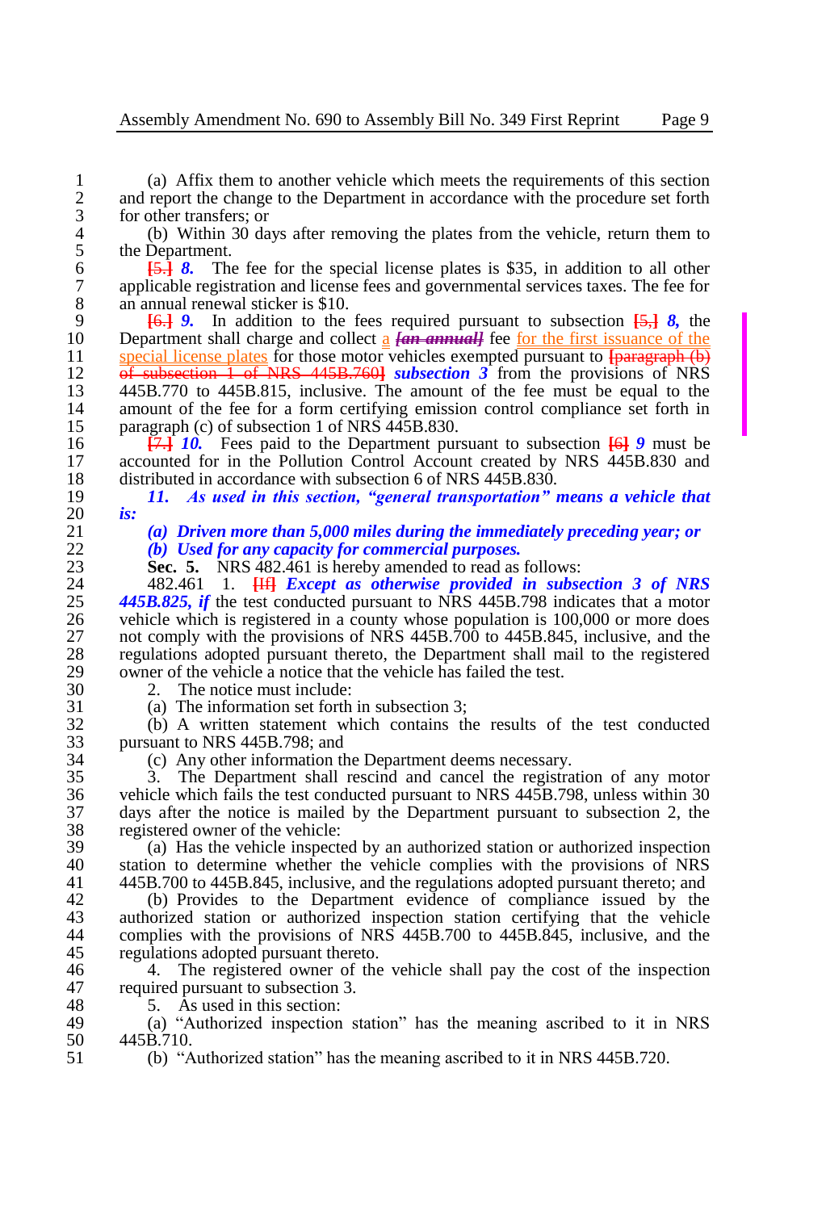(a) Affix them to another vehicle which meets the requirements of this section and report the change to the Department in accordance with the procedure set forth for other transfers; or

(b) Within 30 days after removing the plates from the vehicle, return them to the Department.

~~[5.]~~ ***8.*** The fee for the special license plates is $35, in addition to all other applicable registration and license fees and governmental services taxes. The fee for an annual renewal sticker is $10.

~~[6.]~~ ***9.*** In addition to the fees required pursuant to subsection ~~[5,]~~ ***8,*** the Department shall charge and collect a ***~~[an annual]~~*** fee for the first issuance of the special license plates for those motor vehicles exempted pursuant to ~~[paragraph (b) of subsection 1 of NRS 445B.760]~~ ***subsection 3*** from the provisions of NRS 445B.770 to 445B.815, inclusive. The amount of the fee must be equal to the amount of the fee for a form certifying emission control compliance set forth in paragraph (c) of subsection 1 of NRS 445B.830.

~~[7.]~~ ***10.*** Fees paid to the Department pursuant to subsection ~~[6]~~ ***9*** must be accounted for in the Pollution Control Account created by NRS 445B.830 and distributed in accordance with subsection 6 of NRS 445B.830.

***11. As used in this section, "general transportation" means a vehicle that is:***

***(a) Driven more than 5,000 miles during the immediately preceding year; or***

***(b) Used for any capacity for commercial purposes.***

**Sec. 5.** NRS 482.461 is hereby amended to read as follows:

482.461 1. ~~[If]~~ ***Except as otherwise provided in subsection 3 of NRS 445B.825, if*** the test conducted pursuant to NRS 445B.798 indicates that a motor vehicle which is registered in a county whose population is 100,000 or more does not comply with the provisions of NRS 445B.700 to 445B.845, inclusive, and the regulations adopted pursuant thereto, the Department shall mail to the registered owner of the vehicle a notice that the vehicle has failed the test.

2. The notice must include:

(a) The information set forth in subsection 3;

(b) A written statement which contains the results of the test conducted pursuant to NRS 445B.798; and

(c) Any other information the Department deems necessary.

3. The Department shall rescind and cancel the registration of any motor vehicle which fails the test conducted pursuant to NRS 445B.798, unless within 30 days after the notice is mailed by the Department pursuant to subsection 2, the registered owner of the vehicle:

(a) Has the vehicle inspected by an authorized station or authorized inspection station to determine whether the vehicle complies with the provisions of NRS 445B.700 to 445B.845, inclusive, and the regulations adopted pursuant thereto; and

(b) Provides to the Department evidence of compliance issued by the authorized station or authorized inspection station certifying that the vehicle complies with the provisions of NRS 445B.700 to 445B.845, inclusive, and the regulations adopted pursuant thereto.

4. The registered owner of the vehicle shall pay the cost of the inspection required pursuant to subsection 3.

5. As used in this section:

(a) "Authorized inspection station" has the meaning ascribed to it in NRS 445B.710.

(b) "Authorized station" has the meaning ascribed to it in NRS 445B.720.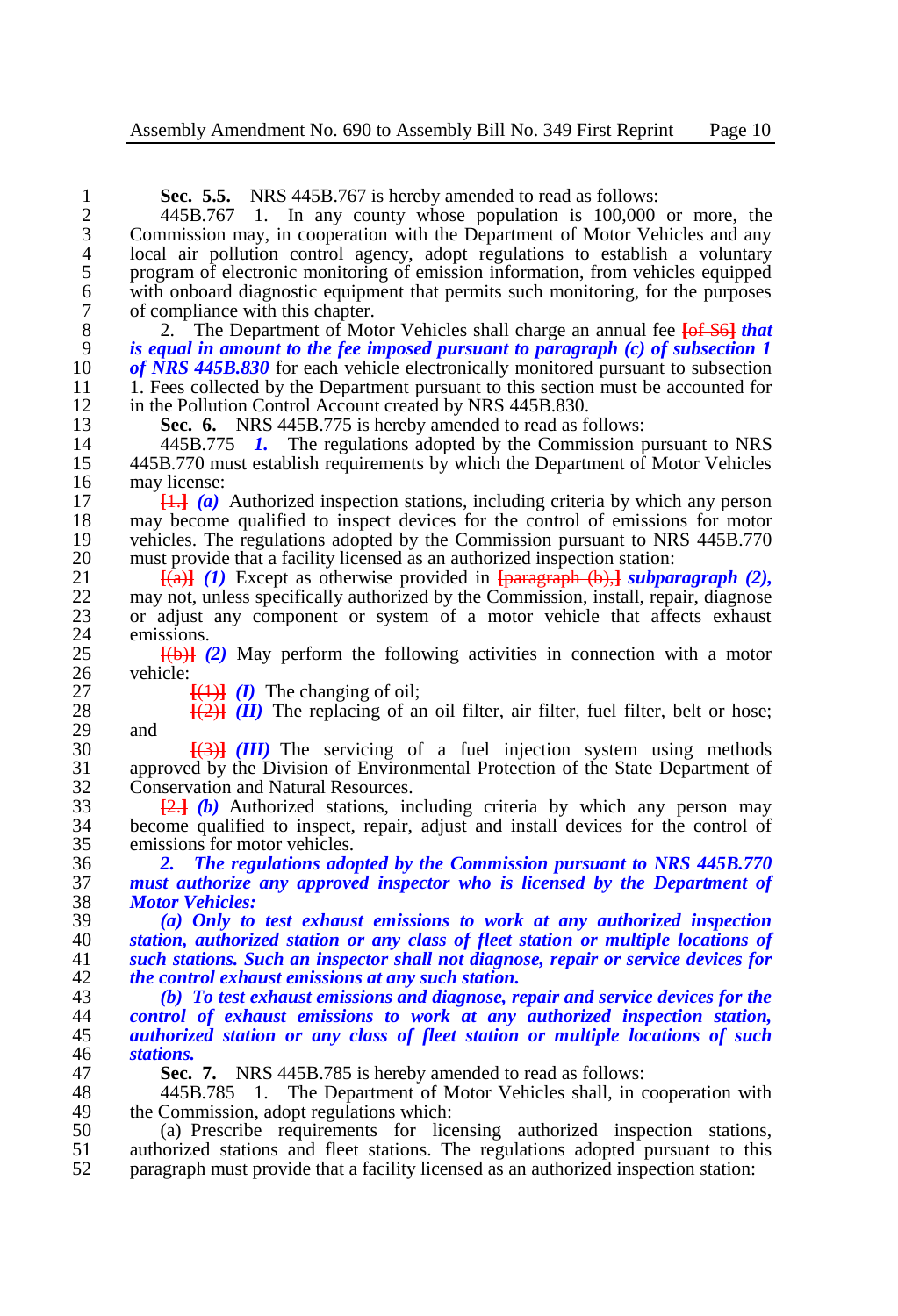**Sec. 5.5.** NRS 445B.767 is hereby amended to read as follows:

445B.767 1. In any county whose population is 100,000 or more, the Commission may, in cooperation with the Department of Motor Vehicles and any local air pollution control agency, adopt regulations to establish a voluntary program of electronic monitoring of emission information, from vehicles equipped with onboard diagnostic equipment that permits such monitoring, for the purposes of compliance with this chapter.

2. The Department of Motor Vehicles shall charge an annual fee [of $6] ***that is equal in amount to the fee imposed pursuant to paragraph (c) of subsection 1 of NRS 445B.830*** for each vehicle electronically monitored pursuant to subsection 1. Fees collected by the Department pursuant to this section must be accounted for in the Pollution Control Account created by NRS 445B.830.

**Sec. 6.** NRS 445B.775 is hereby amended to read as follows:

445B.775 ***1.*** The regulations adopted by the Commission pursuant to NRS 445B.770 must establish requirements by which the Department of Motor Vehicles may license:

[1.] ***(a)*** Authorized inspection stations, including criteria by which any person may become qualified to inspect devices for the control of emissions for motor vehicles. The regulations adopted by the Commission pursuant to NRS 445B.770 must provide that a facility licensed as an authorized inspection station:

[(a)] ***(1)*** Except as otherwise provided in [paragraph (b),] ***subparagraph (2),*** may not, unless specifically authorized by the Commission, install, repair, diagnose or adjust any component or system of a motor vehicle that affects exhaust emissions.

[(b)] ***(2)*** May perform the following activities in connection with a motor vehicle:

[(1)] ***(I)*** The changing of oil;

[(2)] ***(II)*** The replacing of an oil filter, air filter, fuel filter, belt or hose; and

[(3)] ***(III)*** The servicing of a fuel injection system using methods approved by the Division of Environmental Protection of the State Department of Conservation and Natural Resources.

[2.] ***(b)*** Authorized stations, including criteria by which any person may become qualified to inspect, repair, adjust and install devices for the control of emissions for motor vehicles.

***2. The regulations adopted by the Commission pursuant to NRS 445B.770 must authorize any approved inspector who is licensed by the Department of Motor Vehicles:***

***(a) Only to test exhaust emissions to work at any authorized inspection station, authorized station or any class of fleet station or multiple locations of such stations. Such an inspector shall not diagnose, repair or service devices for the control exhaust emissions at any such station.***

***(b) To test exhaust emissions and diagnose, repair and service devices for the control of exhaust emissions to work at any authorized inspection station, authorized station or any class of fleet station or multiple locations of such stations.***

**Sec. 7.** NRS 445B.785 is hereby amended to read as follows:

445B.785 1. The Department of Motor Vehicles shall, in cooperation with the Commission, adopt regulations which:

(a) Prescribe requirements for licensing authorized inspection stations, authorized stations and fleet stations. The regulations adopted pursuant to this paragraph must provide that a facility licensed as an authorized inspection station: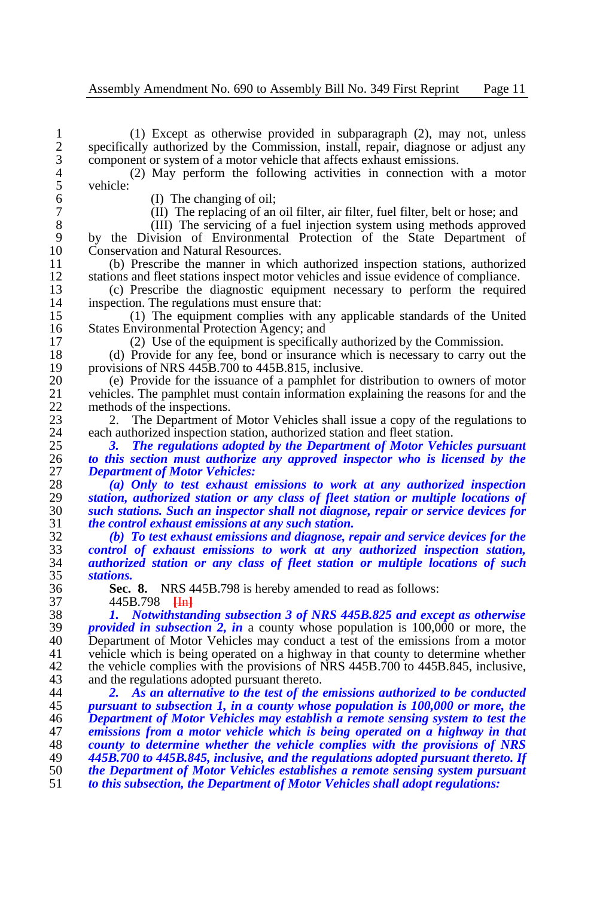(1) Except as otherwise provided in subparagraph (2), may not, unless specifically authorized by the Commission, install, repair, diagnose or adjust any component or system of a motor vehicle that affects exhaust emissions.

(2) May perform the following activities in connection with a motor vehicle:

(I) The changing of oil;

(II) The replacing of an oil filter, air filter, fuel filter, belt or hose; and

(III) The servicing of a fuel injection system using methods approved by the Division of Environmental Protection of the State Department of Conservation and Natural Resources.

(b) Prescribe the manner in which authorized inspection stations, authorized stations and fleet stations inspect motor vehicles and issue evidence of compliance.

(c) Prescribe the diagnostic equipment necessary to perform the required inspection. The regulations must ensure that:

(1) The equipment complies with any applicable standards of the United States Environmental Protection Agency; and

(2) Use of the equipment is specifically authorized by the Commission.

(d) Provide for any fee, bond or insurance which is necessary to carry out the provisions of NRS 445B.700 to 445B.815, inclusive.

(e) Provide for the issuance of a pamphlet for distribution to owners of motor vehicles. The pamphlet must contain information explaining the reasons for and the methods of the inspections.

2. The Department of Motor Vehicles shall issue a copy of the regulations to each authorized inspection station, authorized station and fleet station.

***3. The regulations adopted by the Department of Motor Vehicles pursuant to this section must authorize any approved inspector who is licensed by the Department of Motor Vehicles:***

***(a) Only to test exhaust emissions to work at any authorized inspection station, authorized station or any class of fleet station or multiple locations of such stations. Such an inspector shall not diagnose, repair or service devices for the control exhaust emissions at any such station.***

***(b) To test exhaust emissions and diagnose, repair and service devices for the control of exhaust emissions to work at any authorized inspection station, authorized station or any class of fleet station or multiple locations of such stations.***

**Sec. 8.** NRS 445B.798 is hereby amended to read as follows:

445B.798 [In]

***1. Notwithstanding subsection 3 of NRS 445B.825 and except as otherwise provided in subsection 2, in*** a county whose population is 100,000 or more, the Department of Motor Vehicles may conduct a test of the emissions from a motor vehicle which is being operated on a highway in that county to determine whether the vehicle complies with the provisions of NRS 445B.700 to 445B.845, inclusive, and the regulations adopted pursuant thereto.

***2. As an alternative to the test of the emissions authorized to be conducted pursuant to subsection 1, in a county whose population is 100,000 or more, the Department of Motor Vehicles may establish a remote sensing system to test the emissions from a motor vehicle which is being operated on a highway in that county to determine whether the vehicle complies with the provisions of NRS 445B.700 to 445B.845, inclusive, and the regulations adopted pursuant thereto. If the Department of Motor Vehicles establishes a remote sensing system pursuant to this subsection, the Department of Motor Vehicles shall adopt regulations:***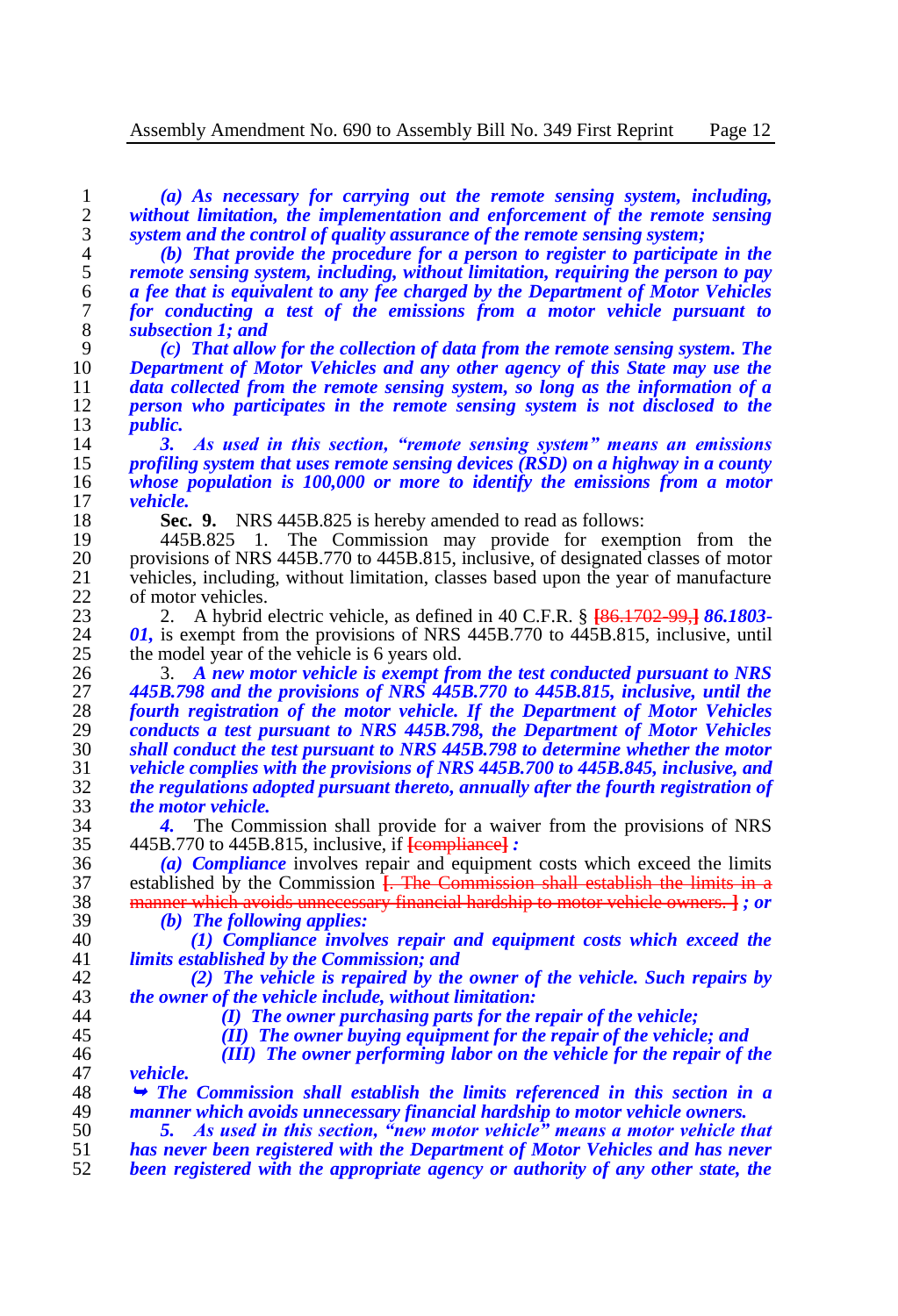*(a) As necessary for carrying out the remote sensing system, including, without limitation, the implementation and enforcement of the remote sensing system and the control of quality assurance of the remote sensing system;*

*(b) That provide the procedure for a person to register to participate in the remote sensing system, including, without limitation, requiring the person to pay a fee that is equivalent to any fee charged by the Department of Motor Vehicles for conducting a test of the emissions from a motor vehicle pursuant to subsection 1; and*

*(c) That allow for the collection of data from the remote sensing system. The Department of Motor Vehicles and any other agency of this State may use the data collected from the remote sensing system, so long as the information of a person who participates in the remote sensing system is not disclosed to the public.*

*3. As used in this section, "remote sensing system" means an emissions profiling system that uses remote sensing devices (RSD) on a highway in a county whose population is 100,000 or more to identify the emissions from a motor vehicle.*

**Sec. 9.** NRS 445B.825 is hereby amended to read as follows:

445B.825 1. The Commission may provide for exemption from the provisions of NRS 445B.770 to 445B.815, inclusive, of designated classes of motor vehicles, including, without limitation, classes based upon the year of manufacture of motor vehicles.

2. A hybrid electric vehicle, as defined in 40 C.F.R. § ~~[86.1702-99,]~~ *86.1803-01,* is exempt from the provisions of NRS 445B.770 to 445B.815, inclusive, until the model year of the vehicle is 6 years old.

3. *A new motor vehicle is exempt from the test conducted pursuant to NRS 445B.798 and the provisions of NRS 445B.770 to 445B.815, inclusive, until the fourth registration of the motor vehicle. If the Department of Motor Vehicles conducts a test pursuant to NRS 445B.798, the Department of Motor Vehicles shall conduct the test pursuant to NRS 445B.798 to determine whether the motor vehicle complies with the provisions of NRS 445B.700 to 445B.845, inclusive, and the regulations adopted pursuant thereto, annually after the fourth registration of the motor vehicle.*

*4.* The Commission shall provide for a waiver from the provisions of NRS 445B.770 to 445B.815, inclusive, if ~~[compliance]~~ *:*

*(a) Compliance* involves repair and equipment costs which exceed the limits established by the Commission ~~[. The Commission shall establish the limits in a manner which avoids unnecessary financial hardship to motor vehicle owners. ]~~ *; or*

*(b) The following applies:*

*(1) Compliance involves repair and equipment costs which exceed the limits established by the Commission; and*

*(2) The vehicle is repaired by the owner of the vehicle. Such repairs by the owner of the vehicle include, without limitation:*

*(I) The owner purchasing parts for the repair of the vehicle;*

*(II) The owner buying equipment for the repair of the vehicle; and*

*(III) The owner performing labor on the vehicle for the repair of the vehicle.*

*➥ The Commission shall establish the limits referenced in this section in a manner which avoids unnecessary financial hardship to motor vehicle owners.*

*5. As used in this section, "new motor vehicle" means a motor vehicle that has never been registered with the Department of Motor Vehicles and has never been registered with the appropriate agency or authority of any other state, the*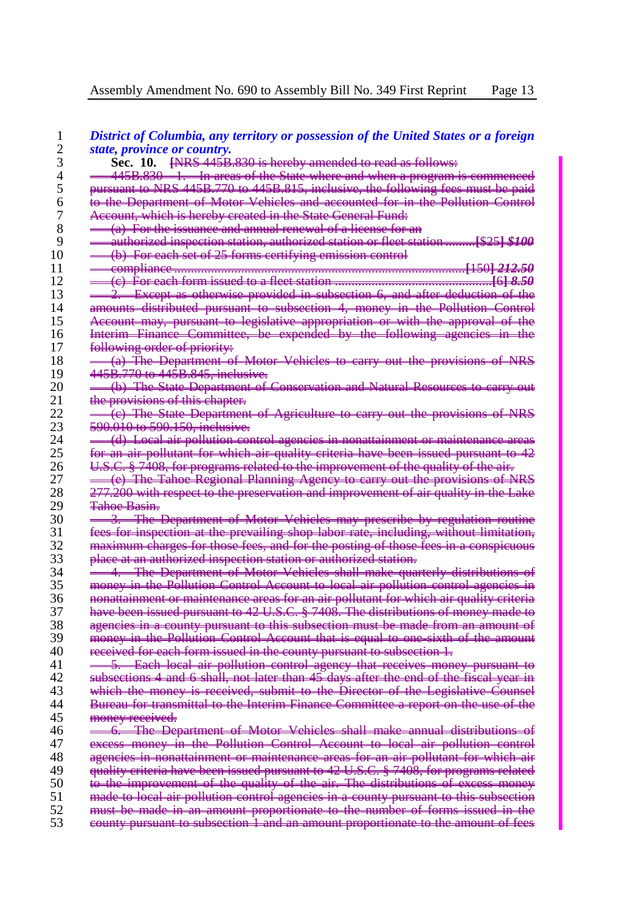***District of Columbia, any territory or possession of the United States or a foreign state, province or country.***

**Sec. 10.** ~~[NRS 445B.830 is hereby amended to read as follows:~~

~~445B.830 1. In areas of the State where and when a program is commenced pursuant to NRS 445B.770 to 445B.815, inclusive, the following fees must be paid to the Department of Motor Vehicles and accounted for in the Pollution Control Account, which is hereby created in the State General Fund:~~

~~(a) For the issuance and annual renewal of a license for an authorized inspection station, authorized station or fleet station ........[$25] *$100*~~

~~(b) For each set of 25 forms certifying emission control compliance ....................[150] *212.50*~~

~~(c) For each form issued to a fleet station ....................[6] *8.50*~~

~~2. Except as otherwise provided in subsection 6, and after deduction of the amounts distributed pursuant to subsection 4, money in the Pollution Control Account may, pursuant to legislative appropriation or with the approval of the Interim Finance Committee, be expended by the following agencies in the following order of priority:~~

~~(a) The Department of Motor Vehicles to carry out the provisions of NRS 445B.770 to 445B.845, inclusive.~~

~~(b) The State Department of Conservation and Natural Resources to carry out the provisions of this chapter.~~

~~(c) The State Department of Agriculture to carry out the provisions of NRS 590.010 to 590.150, inclusive.~~

~~(d) Local air pollution control agencies in nonattainment or maintenance areas for an air pollutant for which air quality criteria have been issued pursuant to 42 U.S.C. § 7408, for programs related to the improvement of the quality of the air.~~

~~(e) The Tahoe Regional Planning Agency to carry out the provisions of NRS 277.200 with respect to the preservation and improvement of air quality in the Lake Tahoe Basin.~~

~~3. The Department of Motor Vehicles may prescribe by regulation routine fees for inspection at the prevailing shop labor rate, including, without limitation, maximum charges for those fees, and for the posting of those fees in a conspicuous place at an authorized inspection station or authorized station.~~

~~4. The Department of Motor Vehicles shall make quarterly distributions of money in the Pollution Control Account to local air pollution control agencies in nonattainment or maintenance areas for which air quality criteria have been issued pursuant to 42 U.S.C. § 7408. The distributions of money made to agencies in a county pursuant to this subsection must be made from an amount of money in the Pollution Control Account that is equal to one-sixth of the amount received for each form issued in the county pursuant to subsection 1.~~

~~5. Each local air pollution control agency that receives money pursuant to subsections 4 and 6 shall, not later than 45 days after the end of the fiscal year in which the money is received, submit to the Director of the Legislative Counsel Bureau for transmittal to the Interim Finance Committee a report on the use of the money received.~~

~~6. The Department of Motor Vehicles shall make annual distributions of excess money in the Pollution Control Account to local air pollution control agencies in nonattainment or maintenance areas for an air pollutant for which air quality criteria have been issued pursuant to 42 U.S.C. § 7408, for programs related to the improvement of the quality of the air. The distributions of excess money made to local air pollution control agencies in a county pursuant to this subsection must be made in an amount proportionate to the number of forms issued in the county pursuant to subsection 1 and an amount proportionate to the amount of fees~~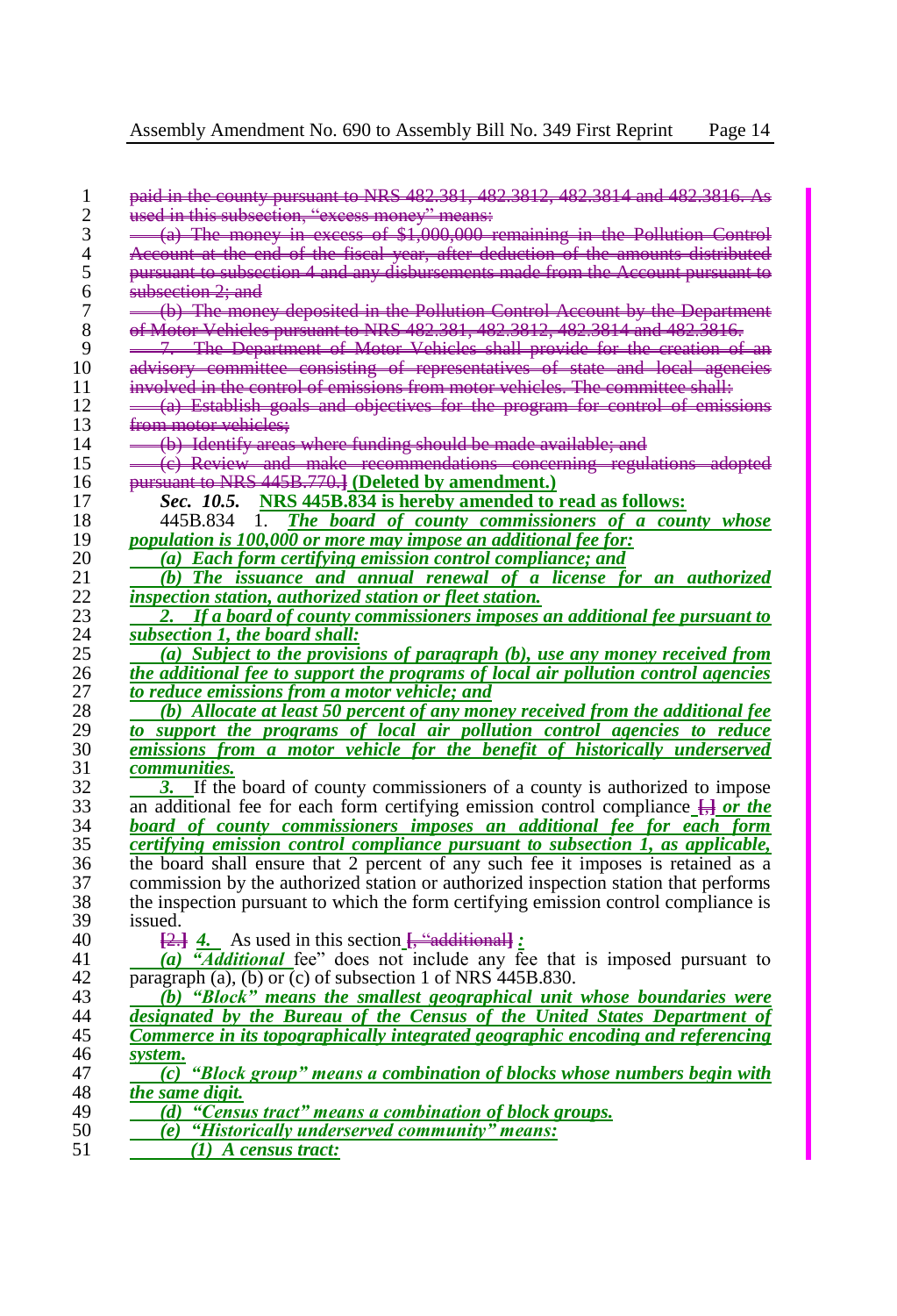~~paid in the county pursuant to NRS 482.381, 482.3812, 482.3814 and 482.3816. As used in this subsection, "excess money" means:~~

~~(a) The money in excess of $1,000,000 remaining in the Pollution Control Account at the end of the fiscal year, after deduction of the amounts distributed pursuant to subsection 4 and any disbursements made from the Account pursuant to subsection 2; and~~

~~(b) The money deposited in the Pollution Control Account by the Department of Motor Vehicles pursuant to NRS 482.381, 482.3812, 482.3814 and 482.3816.~~

~~7. The Department of Motor Vehicles shall provide for the creation of an advisory committee consisting of representatives of state and local agencies involved in the control of emissions from motor vehicles. The committee shall:~~

~~(a) Establish goals and objectives for the program for control of emissions from motor vehicles;~~

~~(b) Identify areas where funding should be made available; and~~

~~(c) Review and make recommendations concerning regulations adopted pursuant to NRS 445B.770.]~~ **(Deleted by amendment.)**

***Sec. 10.5.*** **NRS 445B.834 is hereby amended to read as follows:**

445B.834 1. ***The board of county commissioners of a county whose population is 100,000 or more may impose an additional fee for:***

***(a) Each form certifying emission control compliance; and***

***(b) The issuance and annual renewal of a license for an authorized inspection station, authorized station or fleet station.***

***2. If a board of county commissioners imposes an additional fee pursuant to subsection 1, the board shall:***

***(a) Subject to the provisions of paragraph (b), use any money received from the additional fee to support the programs of local air pollution control agencies to reduce emissions from a motor vehicle; and***

***(b) Allocate at least 50 percent of any money received from the additional fee to support the programs of local air pollution control agencies to reduce emissions from a motor vehicle for the benefit of historically underserved communities.***

***3.*** If the board of county commissioners of a county is authorized to impose an additional fee for each form certifying emission control compliance ~~[,]~~ ***or the board of county commissioners imposes an additional fee for each form certifying emission control compliance pursuant to subsection 1, as applicable,*** the board shall ensure that 2 percent of any such fee it imposes is retained as a commission by the authorized station or authorized inspection station that performs the inspection pursuant to which the form certifying emission control compliance is issued.

~~[2.]~~ ***4.*** As used in this section ~~[, "additional]~~ ***:***

***(a) "Additional*** fee" does not include any fee that is imposed pursuant to paragraph (a), (b) or (c) of subsection 1 of NRS 445B.830.

***(b) "Block" means the smallest geographical unit whose boundaries were designated by the Bureau of the Census of the United States Department of Commerce in its topographically integrated geographic encoding and referencing system.***

***(c) "Block group" means a combination of blocks whose numbers begin with the same digit.***

***(d) "Census tract" means a combination of block groups.***

***(e) "Historically underserved community" means:***

***(1) A census tract:***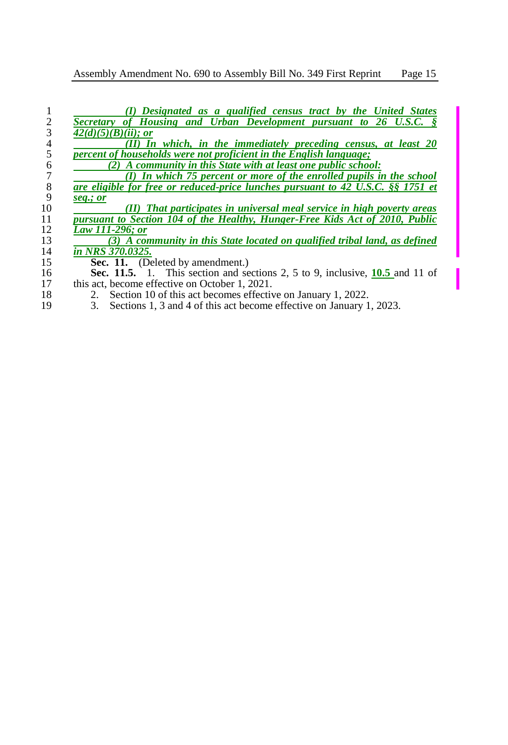*(I) Designated as a qualified census tract by the United States Secretary of Housing and Urban Development pursuant to 26 U.S.C. § 42(d)(5)(B)(ii); or*

*(II) In which, in the immediately preceding census, at least 20 percent of households were not proficient in the English language;*

*(2) A community in this State with at least one public school:*

*(I) In which 75 percent or more of the enrolled pupils in the school are eligible for free or reduced-price lunches pursuant to 42 U.S.C. §§ 1751 et seq.; or*

*(II) That participates in universal meal service in high poverty areas pursuant to Section 104 of the Healthy, Hunger-Free Kids Act of 2010, Public Law 111-296; or*

*(3) A community in this State located on qualified tribal land, as defined in NRS 370.0325.*

**Sec. 11.** (Deleted by amendment.)

**Sec. 11.5.** 1. This section and sections 2, 5 to 9, inclusive, **10.5** and 11 of this act, become effective on October 1, 2021.

2. Section 10 of this act becomes effective on January 1, 2022.

3. Sections 1, 3 and 4 of this act become effective on January 1, 2023.